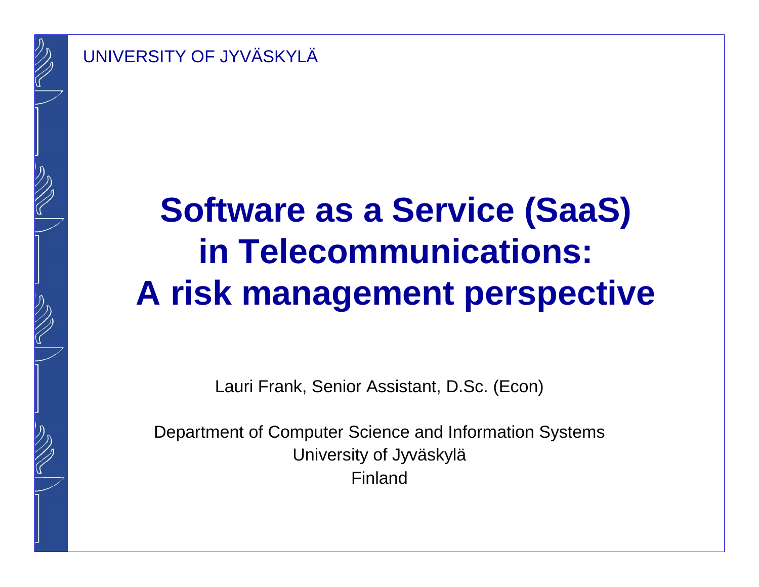UNIVERSITY OF JYVÄSKYLÄ

# Software as a Service (SaaS) in Telecommunications: A risk management perspective

Lauri Frank, Senior Assistant, D.Sc. (Econ)

Department of Computer Science and Information Systems
University of Jyväskylä
Finland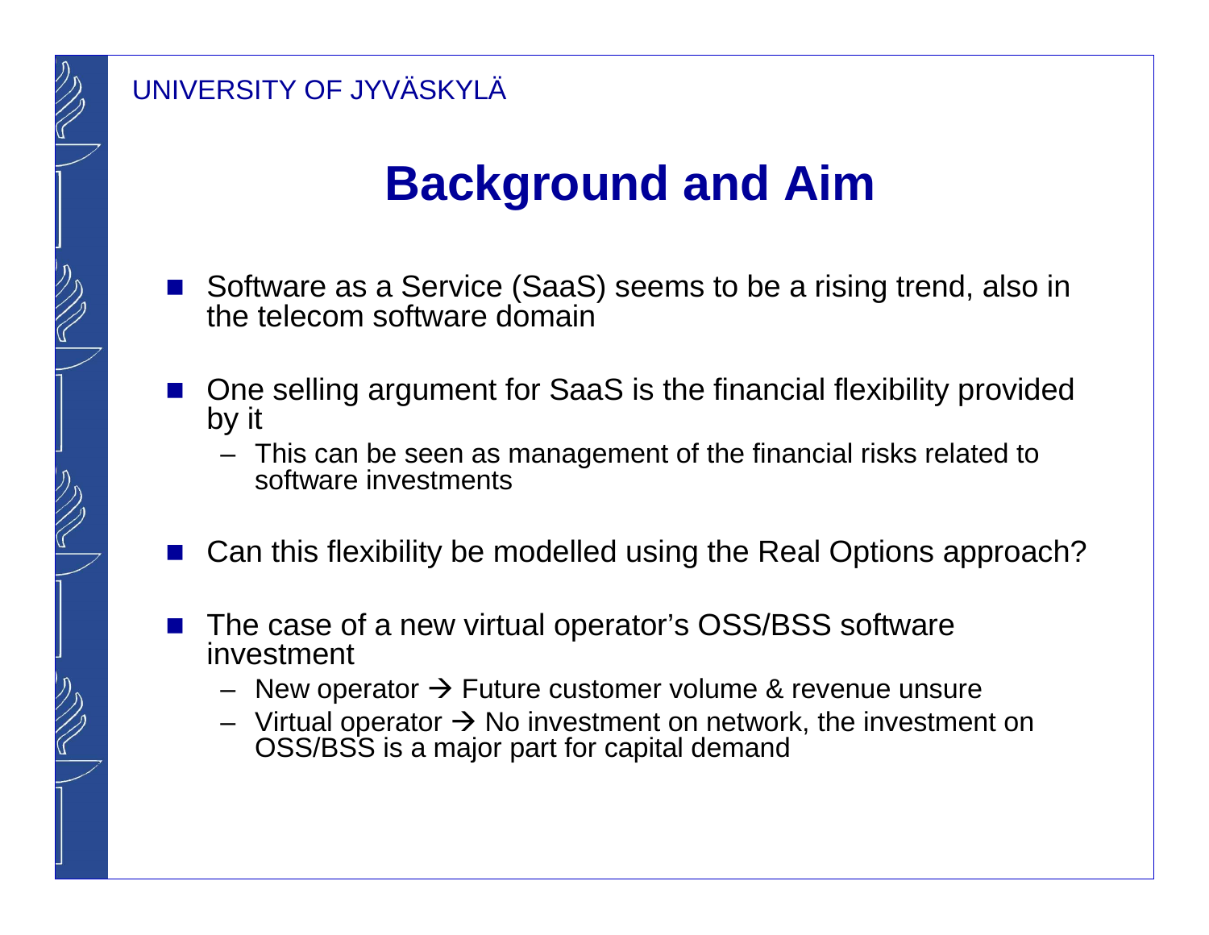# Background and Aim

- Software as a Service (SaaS) seems to be a rising trend, also in the telecom software domain
- One selling argument for SaaS is the financial flexibility provided by it
  - This can be seen as management of the financial risks related to software investments
- Can this flexibility be modelled using the Real Options approach?
- The case of a new virtual operator's OSS/BSS software investment
  - New operator → Future customer volume & revenue unsure
  - Virtual operator → No investment on network, the investment on OSS/BSS is a major part for capital demand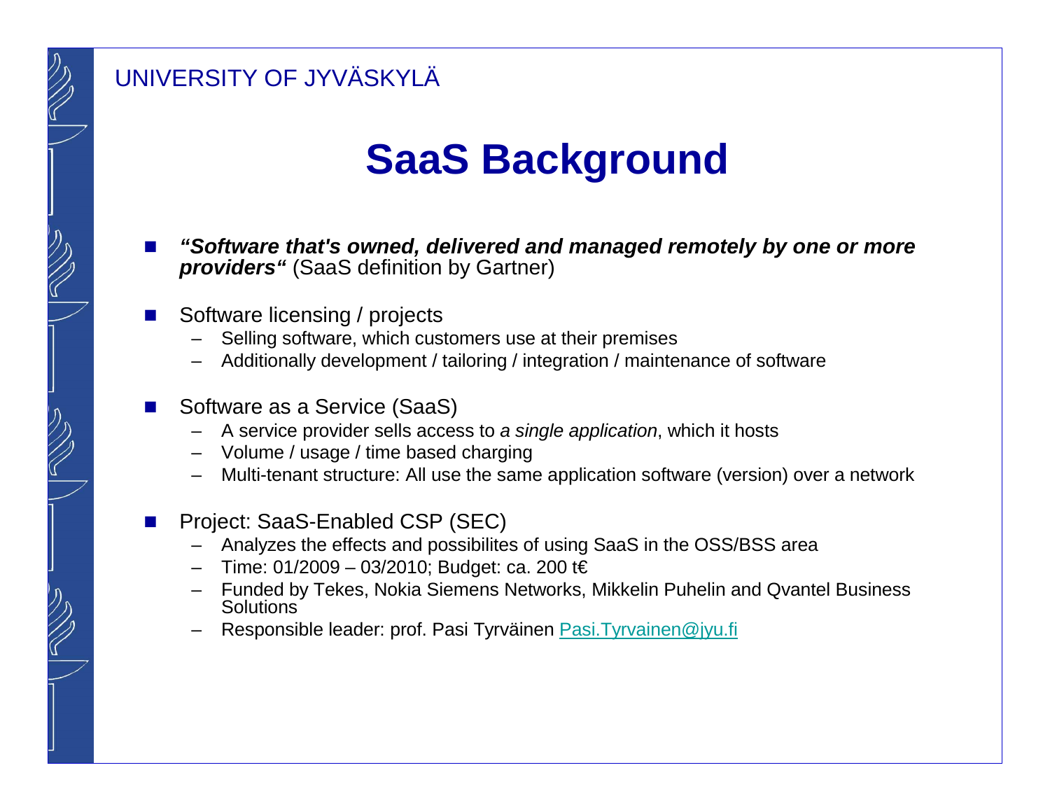# SaaS Background

- ***"Software that's owned, delivered and managed remotely by one or more providers"*** (SaaS definition by Gartner)

- Software licensing / projects
  - Selling software, which customers use at their premises
  - Additionally development / tailoring / integration / maintenance of software

- Software as a Service (SaaS)
  - A service provider sells access to *a single application*, which it hosts
  - Volume / usage / time based charging
  - Multi-tenant structure: All use the same application software (version) over a network

- Project: SaaS-Enabled CSP (SEC)
  - Analyzes the effects and possibilites of using SaaS in the OSS/BSS area
  - Time: 01/2009 – 03/2010; Budget: ca. 200 t€
  - Funded by Tekes, Nokia Siemens Networks, Mikkelin Puhelin and Qvantel Business Solutions
  - Responsible leader: prof. Pasi Tyrväinen Pasi.Tyrvainen@jyu.fi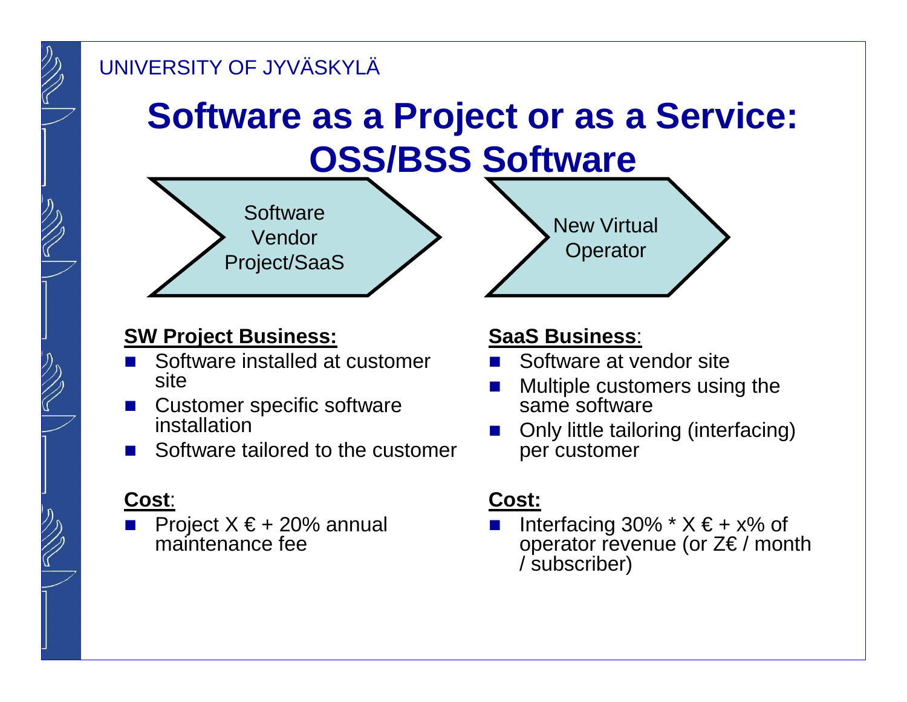UNIVERSITY OF JYVÄSKYLÄ

# Software as a Project or as a Service: OSS/BSS Software

Software Vendor Project/SaaS

New Virtual Operator

**SW Project Business:**

- Software installed at customer site
- Customer specific software installation
- Software tailored to the customer

**Cost**:

- Project X € + 20% annual maintenance fee

**SaaS Business**:

- Software at vendor site
- Multiple customers using the same software
- Only little tailoring (interfacing) per customer

**Cost:**

- Interfacing 30% * X € + x% of operator revenue (or Z€ / month / subscriber)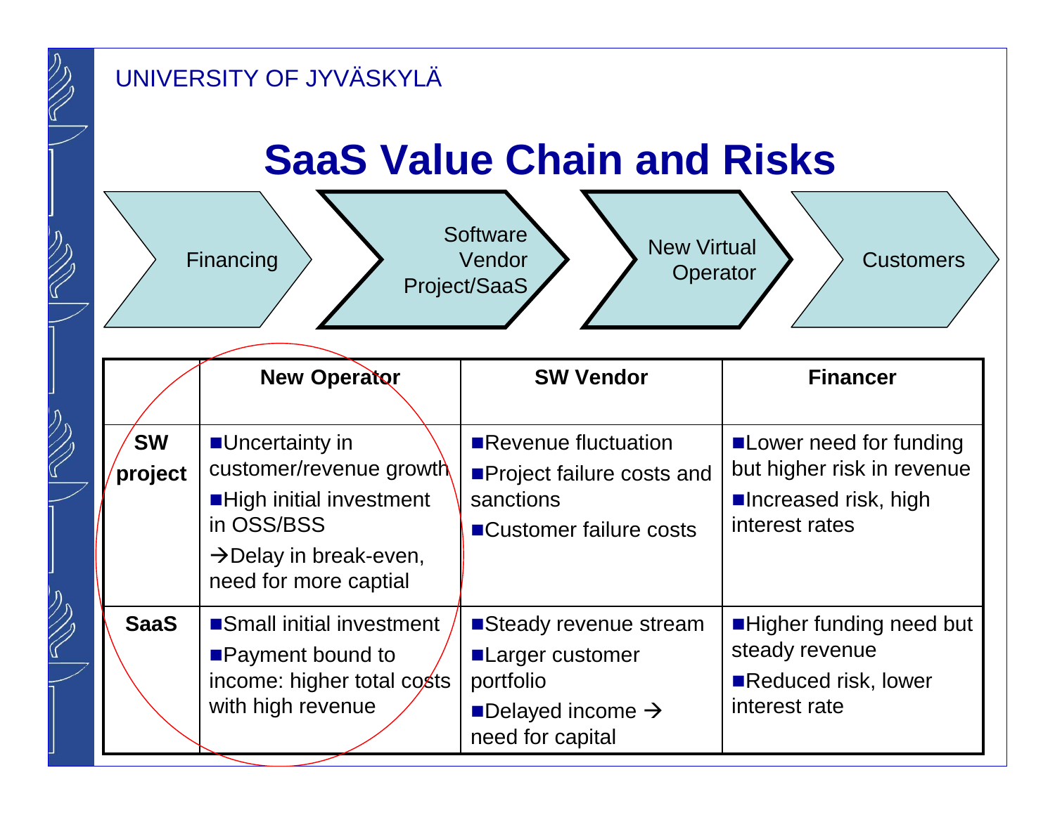# SaaS Value Chain and Risks

Financing → Software Vendor Project/SaaS → New Virtual Operator → Customers

| | New Operator | SW Vendor | Financer |
|---|---|---|---|
| **SW project** | ■Uncertainty in customer/revenue growth<br>■High initial investment in OSS/BSS<br>→Delay in break-even, need for more captial | ■Revenue fluctuation<br>■Project failure costs and sanctions<br>■Customer failure costs | ■Lower need for funding but higher risk in revenue<br>■Increased risk, high interest rates |
| **SaaS** | ■Small initial investment<br>■Payment bound to income: higher total costs with high revenue | ■Steady revenue stream<br>■Larger customer portfolio<br>■Delayed income → need for capital | ■Higher funding need but steady revenue<br>■Reduced risk, lower interest rate |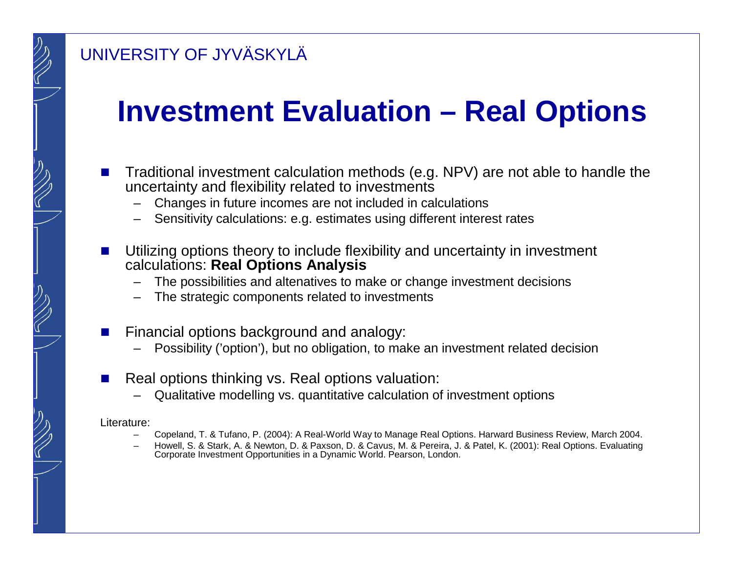# Investment Evaluation – Real Options

- Traditional investment calculation methods (e.g. NPV) are not able to handle the uncertainty and flexibility related to investments
  - Changes in future incomes are not included in calculations
  - Sensitivity calculations: e.g. estimates using different interest rates
- Utilizing options theory to include flexibility and uncertainty in investment calculations: **Real Options Analysis**
  - The possibilities and altenatives to make or change investment decisions
  - The strategic components related to investments
- Financial options background and analogy:
  - Possibility ('option'), but no obligation, to make an investment related decision
- Real options thinking vs. Real options valuation:
  - Qualitative modelling vs. quantitative calculation of investment options

Literature:

- Copeland, T. & Tufano, P. (2004): A Real-World Way to Manage Real Options. Harward Business Review, March 2004.
- Howell, S. & Stark, A. & Newton, D. & Paxson, D. & Cavus, M. & Pereira, J. & Patel, K. (2001): Real Options. Evaluating Corporate Investment Opportunities in a Dynamic World. Pearson, London.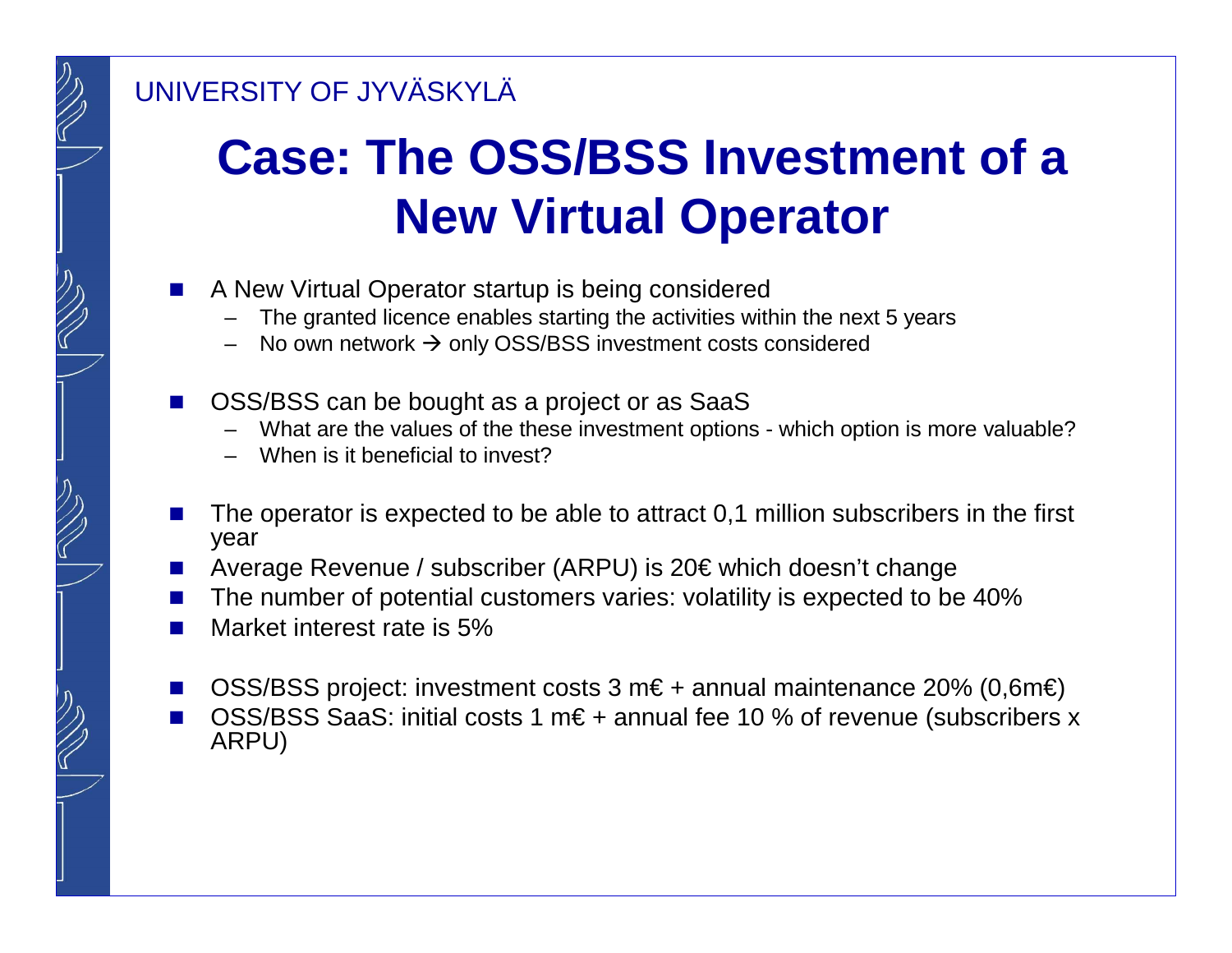# Case: The OSS/BSS Investment of a New Virtual Operator

- A New Virtual Operator startup is being considered
  - The granted licence enables starting the activities within the next 5 years
  - No own network → only OSS/BSS investment costs considered

- OSS/BSS can be bought as a project or as SaaS
  - What are the values of the these investment options - which option is more valuable?
  - When is it beneficial to invest?

- The operator is expected to be able to attract 0,1 million subscribers in the first year
- Average Revenue / subscriber (ARPU) is 20€ which doesn't change
- The number of potential customers varies: volatility is expected to be 40%
- Market interest rate is 5%

- OSS/BSS project: investment costs 3 m€ + annual maintenance 20% (0,6m€)
- OSS/BSS SaaS: initial costs 1 m€ + annual fee 10 % of revenue (subscribers x ARPU)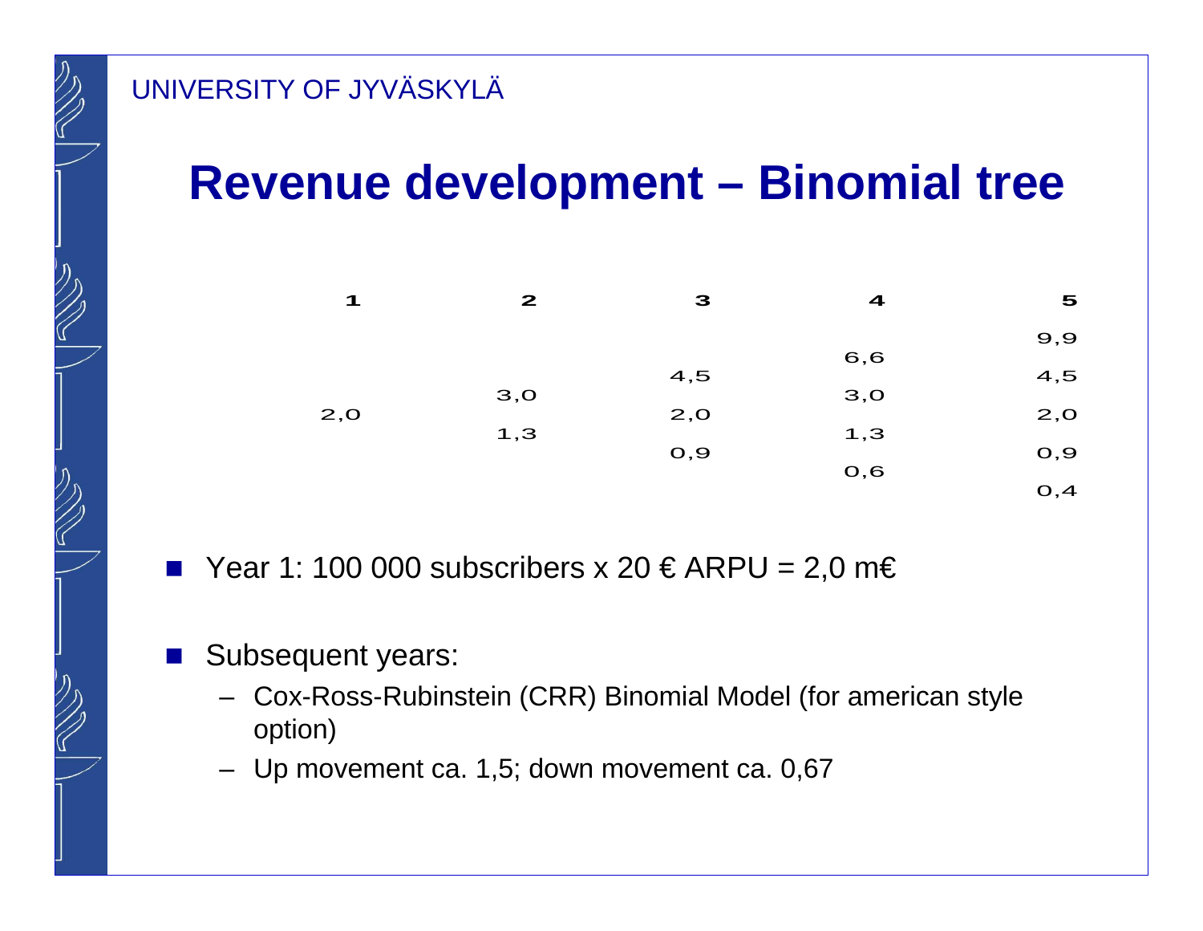# Revenue development – Binomial tree

| 1 | 2 | 3 | 4 | 5 |
|---|---|---|---|---|
| | | | | 9,9 |
| | | | 6,6 | |
| | | 4,5 | | 4,5 |
| | 3,0 | | 3,0 | |
| 2,0 | | 2,0 | | 2,0 |
| | 1,3 | | 1,3 | |
| | | 0,9 | | 0,9 |
| | | | 0,6 | |
| | | | | 0,4 |

- Year 1: 100 000 subscribers x 20 € ARPU = 2,0 m€
- Subsequent years:
  - Cox-Ross-Rubinstein (CRR) Binomial Model (for american style option)
  - Up movement ca. 1,5; down movement ca. 0,67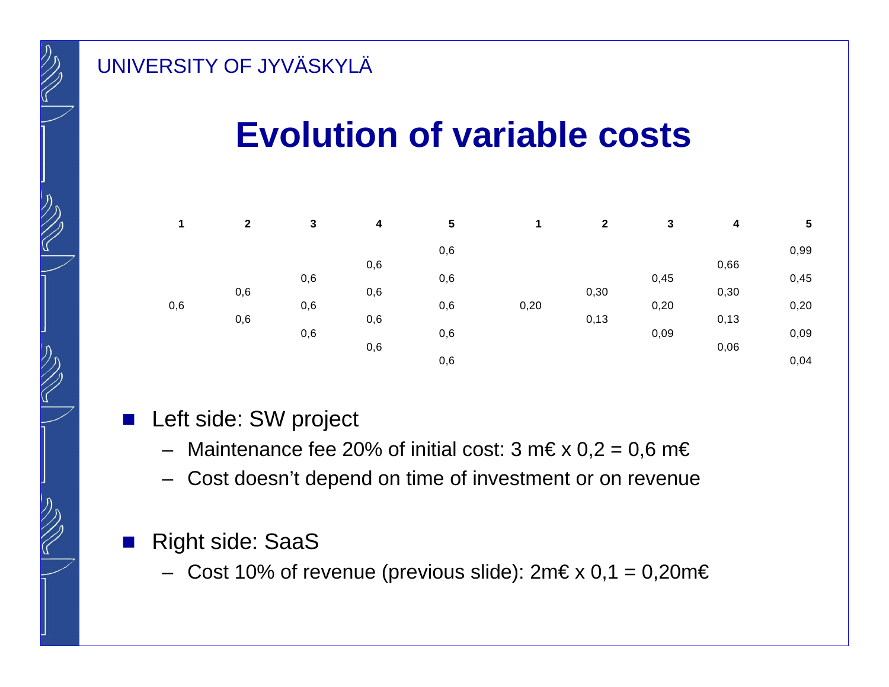# Evolution of variable costs

| 1 | 2 | 3 | 4 | 5 | 1 | 2 | 3 | 4 | 5 |
|---|---|---|---|---|---|---|---|---|---|
| | | | | 0,6 | | | | | 0,99 |
| | | | 0,6 | | | | | 0,66 | |
| | | 0,6 | | 0,6 | | | 0,45 | | 0,45 |
| | 0,6 | | 0,6 | | | 0,30 | | 0,30 | |
| 0,6 | | 0,6 | | 0,6 | 0,20 | | 0,20 | | 0,20 |
| | 0,6 | | 0,6 | | | 0,13 | | 0,13 | |
| | | 0,6 | | 0,6 | | | 0,09 | | 0,09 |
| | | | 0,6 | | | | | 0,06 | |
| | | | | 0,6 | | | | | 0,04 |

- Left side: SW project
  - Maintenance fee 20% of initial cost: 3 m€ x 0,2 = 0,6 m€
  - Cost doesn't depend on time of investment or on revenue
- Right side: SaaS
  - Cost 10% of revenue (previous slide): 2m€ x 0,1 = 0,20m€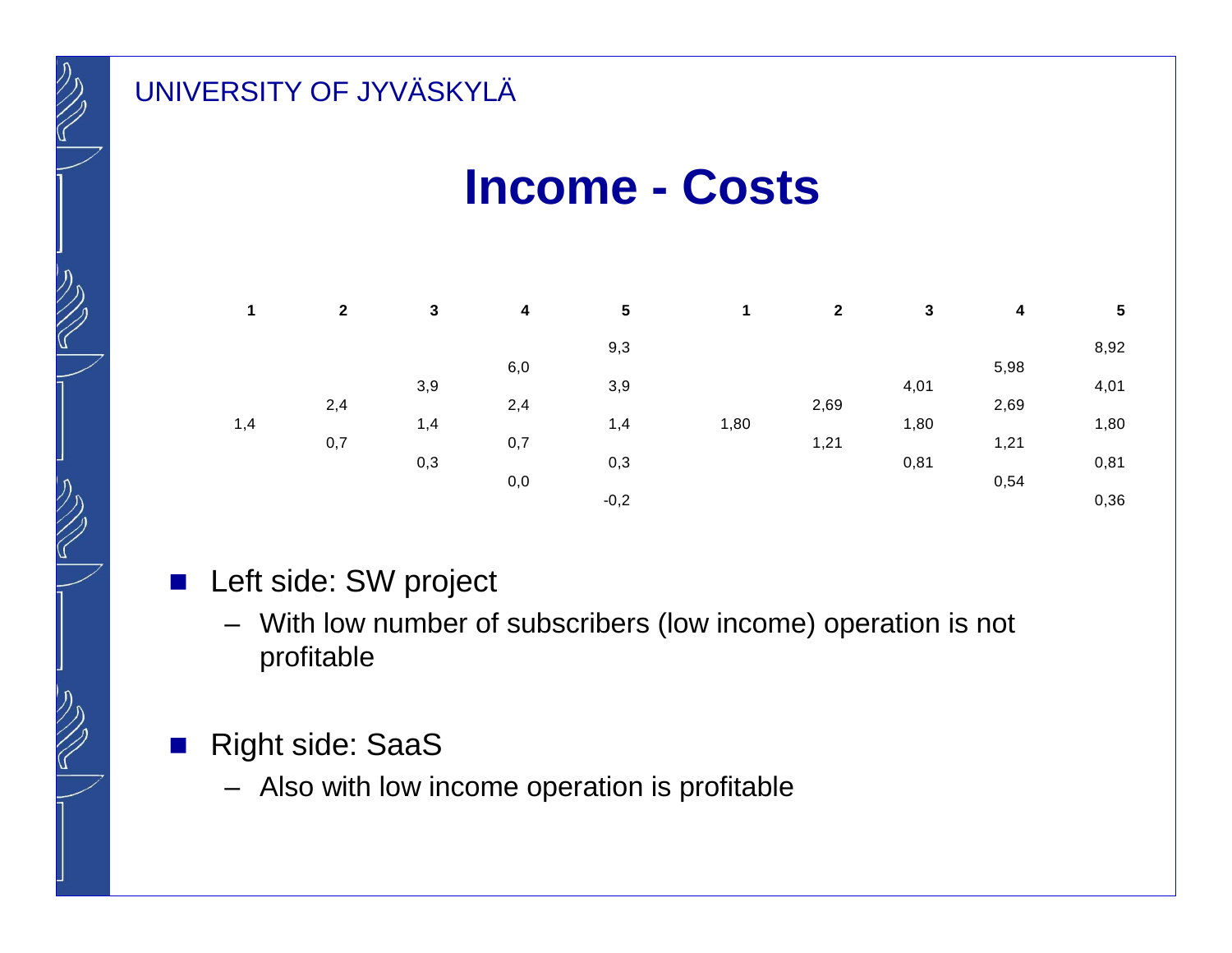# Income - Costs

| 1 | 2 | 3 | 4 | 5 | 1 | 2 | 3 | 4 | 5 |
|---|---|---|---|---|---|---|---|---|---|
| | | | | 9,3 | | | | | 8,92 |
| | | | 6,0 | | | | | 5,98 | |
| | | 3,9 | | 3,9 | | | 4,01 | | 4,01 |
| | 2,4 | | 2,4 | | | 2,69 | | 2,69 | |
| 1,4 | | 1,4 | | 1,4 | 1,80 | | 1,80 | | 1,80 |
| | 0,7 | | 0,7 | | | 1,21 | | 1,21 | |
| | | 0,3 | | 0,3 | | | 0,81 | | 0,81 |
| | | | 0,0 | | | | | 0,54 | |
| | | | | -0,2 | | | | | 0,36 |

- Left side: SW project
  - With low number of subscribers (low income) operation is not profitable
- Right side: SaaS
  - Also with low income operation is profitable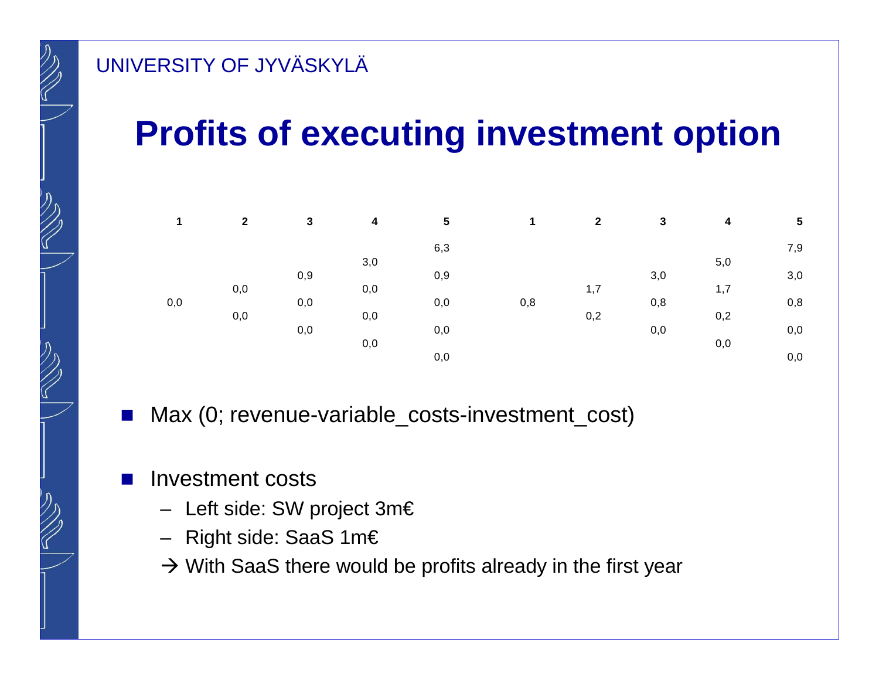# Profits of executing investment option

| 1 | 2 | 3 | 4 | 5 |
|---|---|---|---|---|
| | | | | 6,3 |
| | | | 3,0 | |
| | | 0,9 | | 0,9 |
| | 0,0 | | 0,0 | |
| 0,0 | | 0,0 | | 0,0 |
| | 0,0 | | 0,0 | |
| | | 0,0 | | 0,0 |
| | | | 0,0 | |
| | | | | 0,0 |

| 1 | 2 | 3 | 4 | 5 |
|---|---|---|---|---|
| | | | | 7,9 |
| | | | 5,0 | |
| | | 3,0 | | 3,0 |
| | 1,7 | | 1,7 | |
| 0,8 | | 0,8 | | 0,8 |
| | 0,2 | | 0,2 | |
| | | 0,0 | | 0,0 |
| | | | 0,0 | |
| | | | | 0,0 |

- Max (0; revenue-variable_costs-investment_cost)

- Investment costs
  - Left side: SW project 3m€
  - Right side: SaaS 1m€
  - → With SaaS there would be profits already in the first year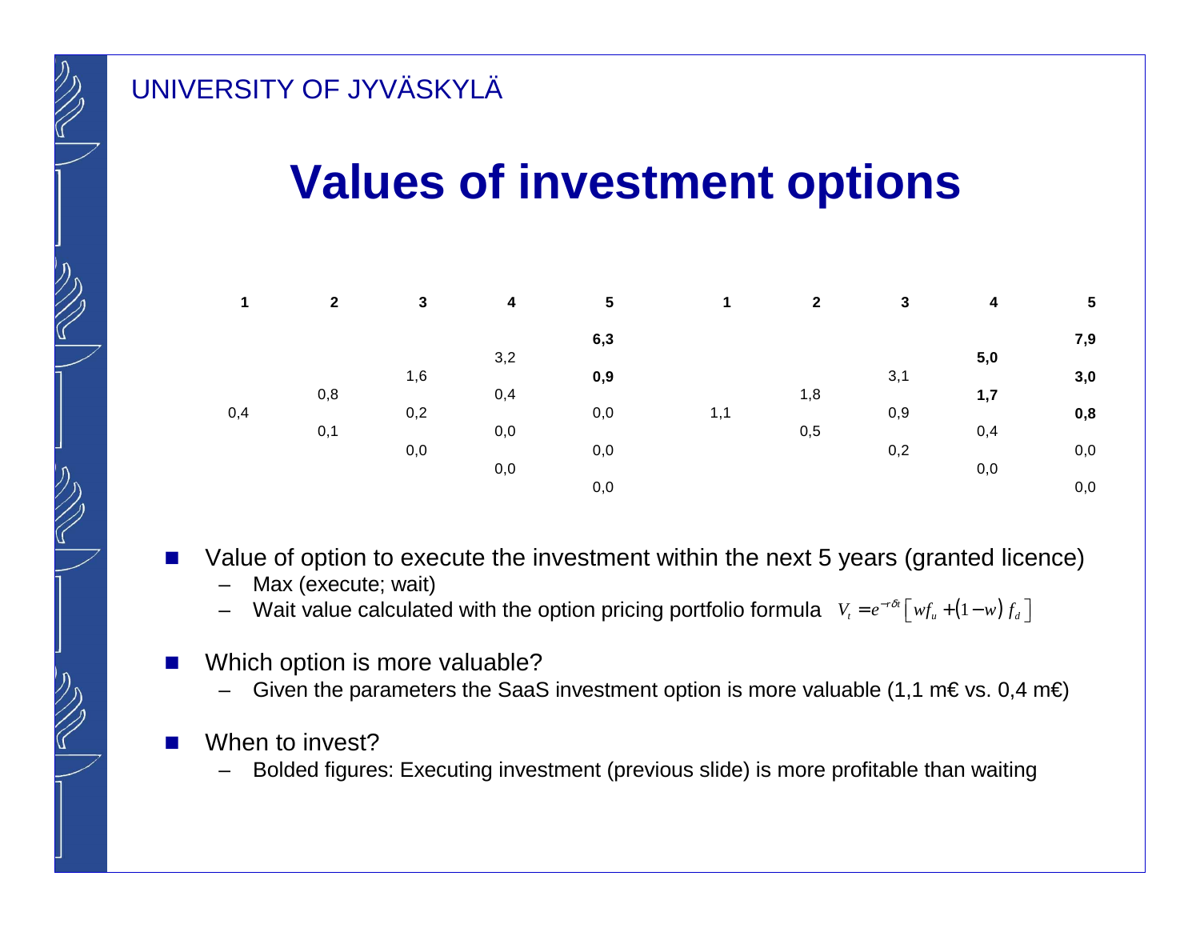# Values of investment options

| 1 | 2 | 3 | 4 | 5 |
|---|---|---|---|---|
| | | | | **6,3** |
| | | | 3,2 | |
| | | 1,6 | | **0,9** |
| | 0,8 | | 0,4 | |
| 0,4 | | 0,2 | | 0,0 |
| | 0,1 | | 0,0 | |
| | | 0,0 | | 0,0 |
| | | | 0,0 | |
| | | | | 0,0 |

| 1 | 2 | 3 | 4 | 5 |
|---|---|---|---|---|
| | | | | **7,9** |
| | | | **5,0** | |
| | | 3,1 | | **3,0** |
| | 1,8 | | **1,7** | |
| 1,1 | | 0,9 | | **0,8** |
| | 0,5 | | 0,4 | |
| | | 0,2 | | 0,0 |
| | | | 0,0 | |
| | | | | 0,0 |

- Value of option to execute the investment within the next 5 years (granted licence)
  - Max (execute; wait)
  - Wait value calculated with the option pricing portfolio formula $V_t = e^{-r\delta t}\left[ w f_u + (1-w) f_d \right]$
- Which option is more valuable?
  - Given the parameters the SaaS investment option is more valuable (1,1 m€ vs. 0,4 m€)
- When to invest?
  - Bolded figures: Executing investment (previous slide) is more profitable than waiting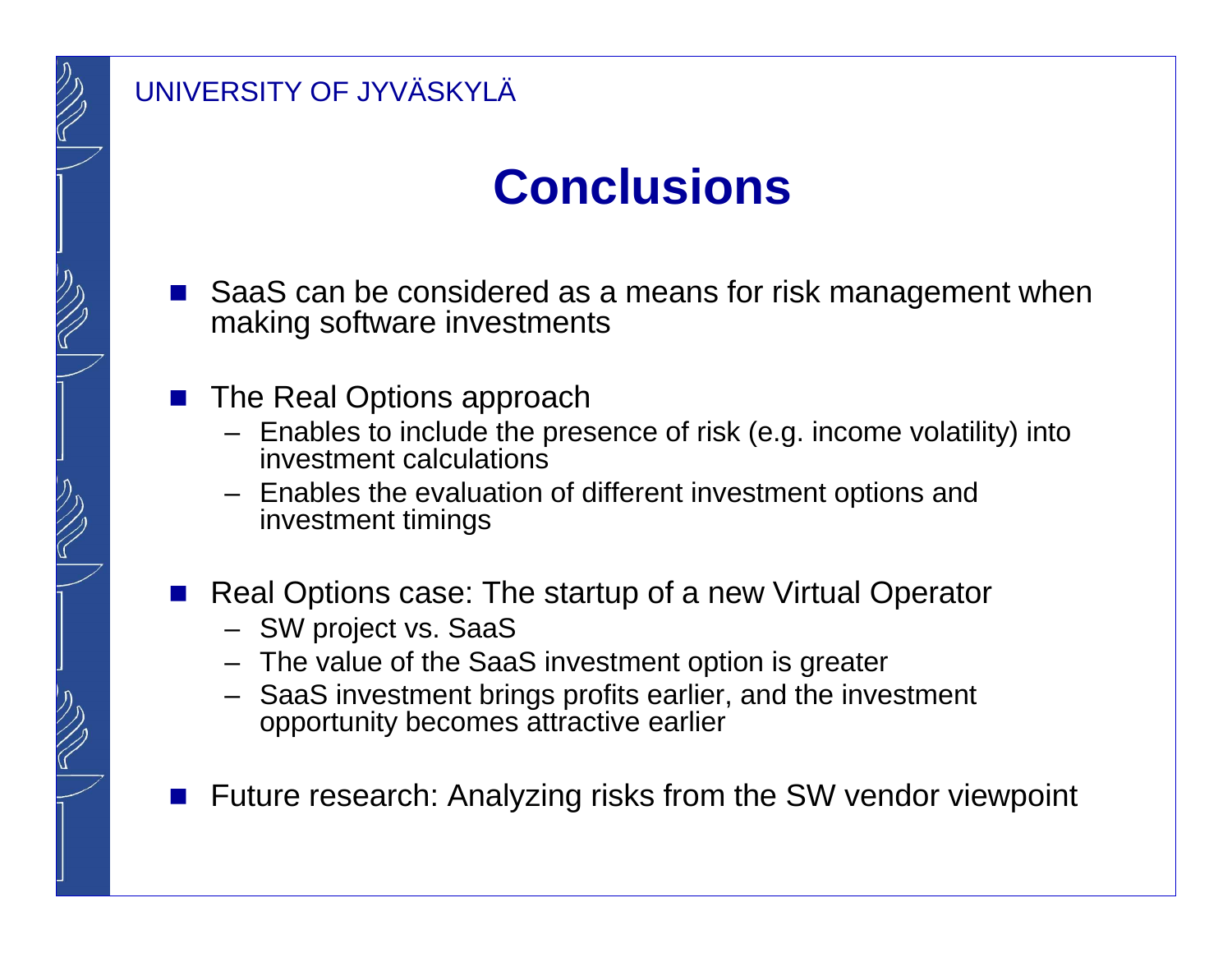# Conclusions

- SaaS can be considered as a means for risk management when making software investments
- The Real Options approach
  - Enables to include the presence of risk (e.g. income volatility) into investment calculations
  - Enables the evaluation of different investment options and investment timings
- Real Options case: The startup of a new Virtual Operator
  - SW project vs. SaaS
  - The value of the SaaS investment option is greater
  - SaaS investment brings profits earlier, and the investment opportunity becomes attractive earlier
- Future research: Analyzing risks from the SW vendor viewpoint